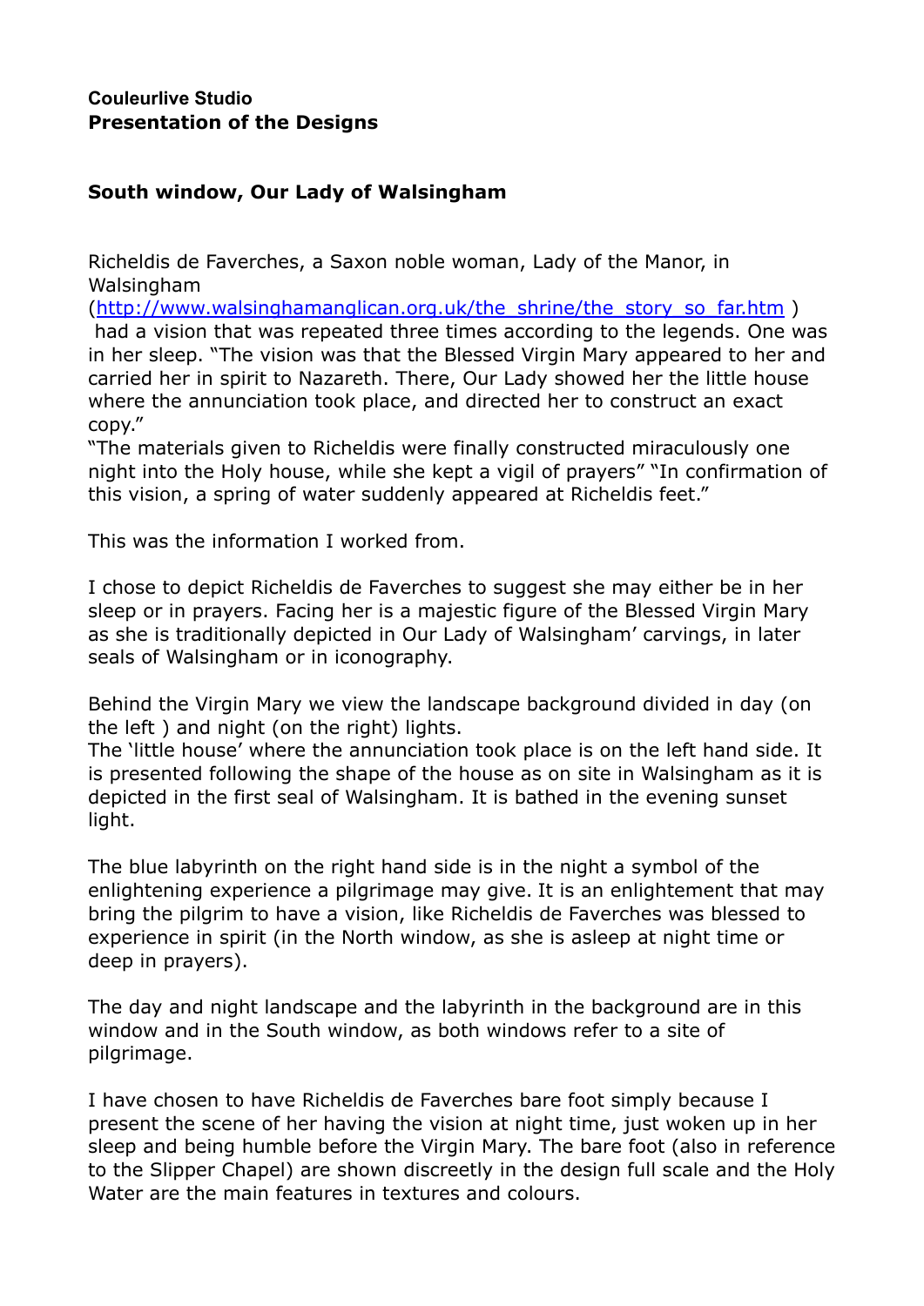**Couleurlive Studio**
**Presentation of the Designs**

**South window, Our Lady of Walsingham**

Richeldis de Faverches, a Saxon noble woman, Lady of the Manor, in Walsingham
([http://www.walsinghamanglican.org.uk/the_shrine/the_story_so_far.htm](http://www.walsinghamanglican.org.uk/the_shrine/the_story_so_far.htm) )
had a vision that was repeated three times according to the legends. One was in her sleep. "The vision was that the Blessed Virgin Mary appeared to her and carried her in spirit to Nazareth. There, Our Lady showed her the little house where the annunciation took place, and directed her to construct an exact copy."
"The materials given to Richeldis were finally constructed miraculously one night into the Holy house, while she kept a vigil of prayers" "In confirmation of this vision, a spring of water suddenly appeared at Richeldis feet."

This was the information I worked from.

I chose to depict Richeldis de Faverches to suggest she may either be in her sleep or in prayers. Facing her is a majestic figure of the Blessed Virgin Mary as she is traditionally depicted in Our Lady of Walsingham' carvings, in later seals of Walsingham or in iconography.

Behind the Virgin Mary we view the landscape background divided in day (on the left ) and night (on the right) lights.
The 'little house' where the annunciation took place is on the left hand side. It is presented following the shape of the house as on site in Walsingham as it is depicted in the first seal of Walsingham. It is bathed in the evening sunset light.

The blue labyrinth on the right hand side is in the night a symbol of the enlightening experience a pilgrimage may give. It is an enlightement that may bring the pilgrim to have a vision, like Richeldis de Faverches was blessed to experience in spirit (in the North window, as she is asleep at night time or deep in prayers).

The day and night landscape and the labyrinth in the background are in this window and in the South window, as both windows refer to a site of pilgrimage.

I have chosen to have Richeldis de Faverches bare foot simply because I present the scene of her having the vision at night time, just woken up in her sleep and being humble before the Virgin Mary. The bare foot (also in reference to the Slipper Chapel) are shown discreetly in the design full scale and the Holy Water are the main features in textures and colours.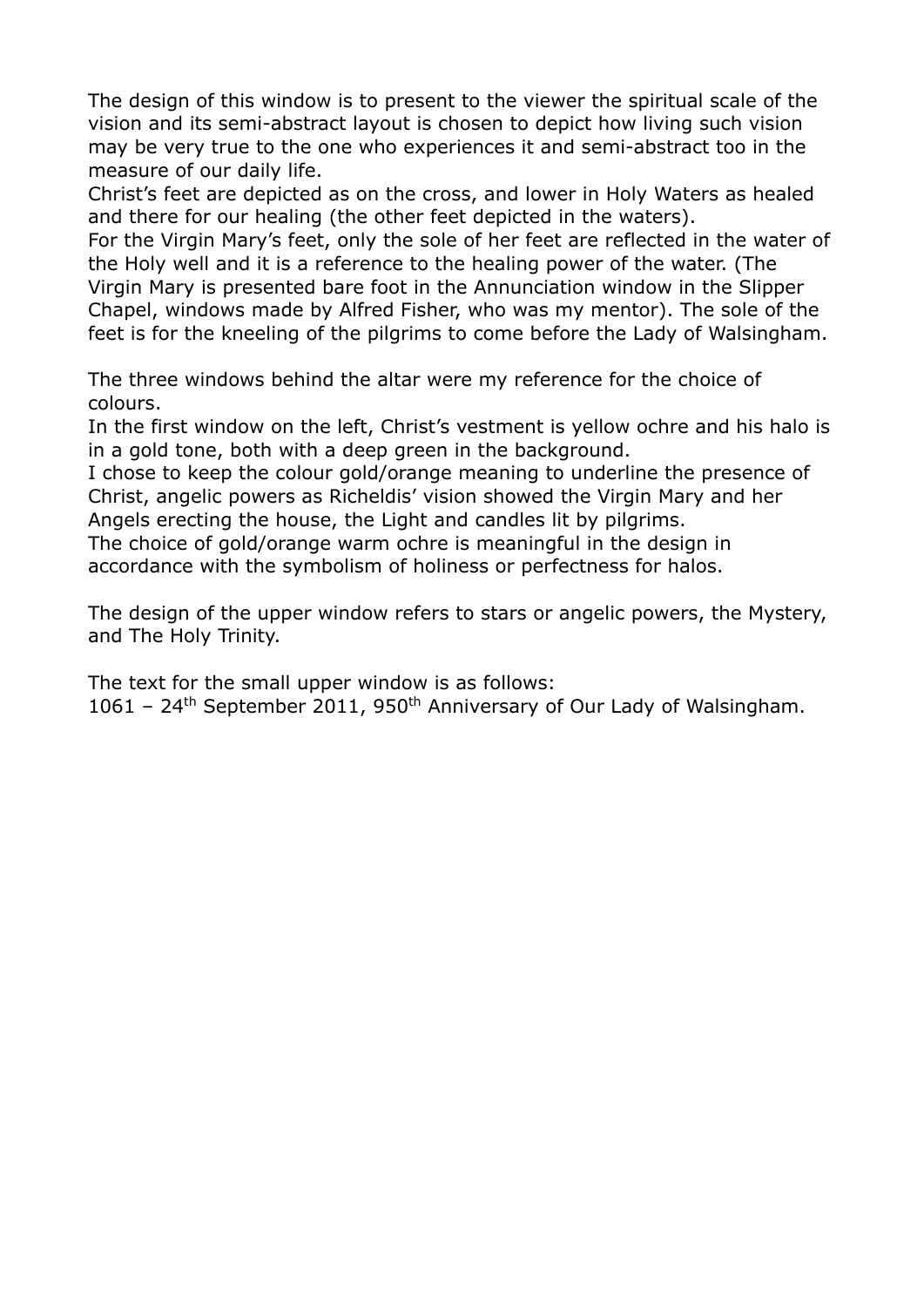The design of this window is to present to the viewer the spiritual scale of the vision and its semi-abstract layout is chosen to depict how living such vision may be very true to the one who experiences it and semi-abstract too in the measure of our daily life.
Christ's feet are depicted as on the cross, and lower in Holy Waters as healed and there for our healing (the other feet depicted in the waters).
For the Virgin Mary's feet, only the sole of her feet are reflected in the water of the Holy well and it is a reference to the healing power of the water. (The Virgin Mary is presented bare foot in the Annunciation window in the Slipper Chapel, windows made by Alfred Fisher, who was my mentor). The sole of the feet is for the kneeling of the pilgrims to come before the Lady of Walsingham.

The three windows behind the altar were my reference for the choice of colours.
In the first window on the left, Christ's vestment is yellow ochre and his halo is in a gold tone, both with a deep green in the background.
I chose to keep the colour gold/orange meaning to underline the presence of Christ, angelic powers as Richeldis' vision showed the Virgin Mary and her Angels erecting the house, the Light and candles lit by pilgrims.
The choice of gold/orange warm ochre is meaningful in the design in accordance with the symbolism of holiness or perfectness for halos.

The design of the upper window refers to stars or angelic powers, the Mystery, and The Holy Trinity.

The text for the small upper window is as follows:
1061 – 24th September 2011, 950th Anniversary of Our Lady of Walsingham.